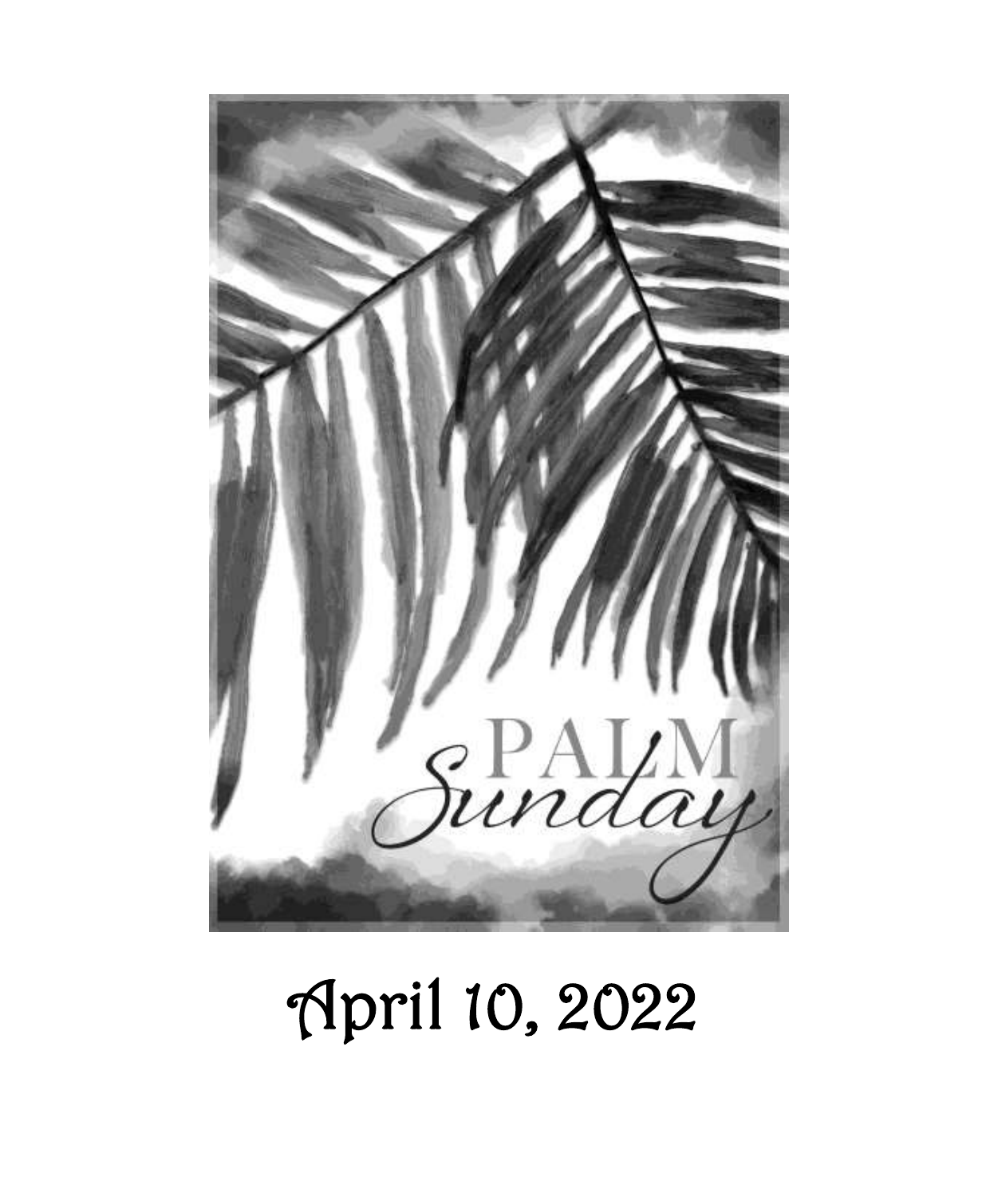PALM Sunday

April 10, 2022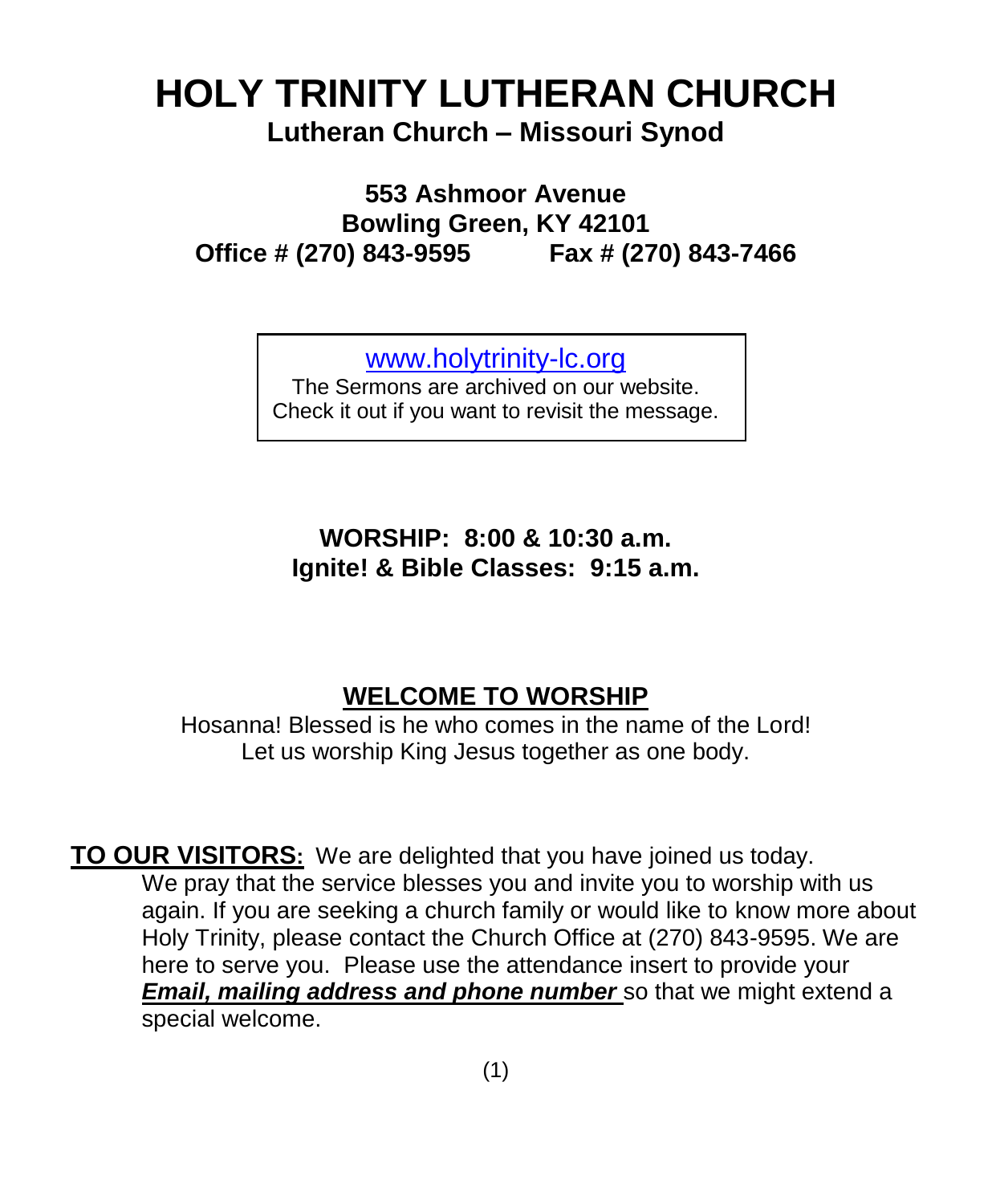# HOLY TRINITY LUTHERAN CHURCH

**Lutheran Church – Missouri Synod**

**553 Ashmoor Avenue**
**Bowling Green, KY 42101**
**Office # (270) 843-9595 Fax # (270) 843-7466**

www.holytrinity-lc.org
The Sermons are archived on our website.
Check it out if you want to revisit the message.

**WORSHIP: 8:00 & 10:30 a.m.**
**Ignite! & Bible Classes: 9:15 a.m.**

## WELCOME TO WORSHIP

Hosanna! Blessed is he who comes in the name of the Lord!
Let us worship King Jesus together as one body.

**TO OUR VISITORS:** We are delighted that you have joined us today. We pray that the service blesses you and invite you to worship with us again. If you are seeking a church family or would like to know more about Holy Trinity, please contact the Church Office at (270) 843-9595. We are here to serve you. Please use the attendance insert to provide your ***Email, mailing address and phone number*** so that we might extend a special welcome.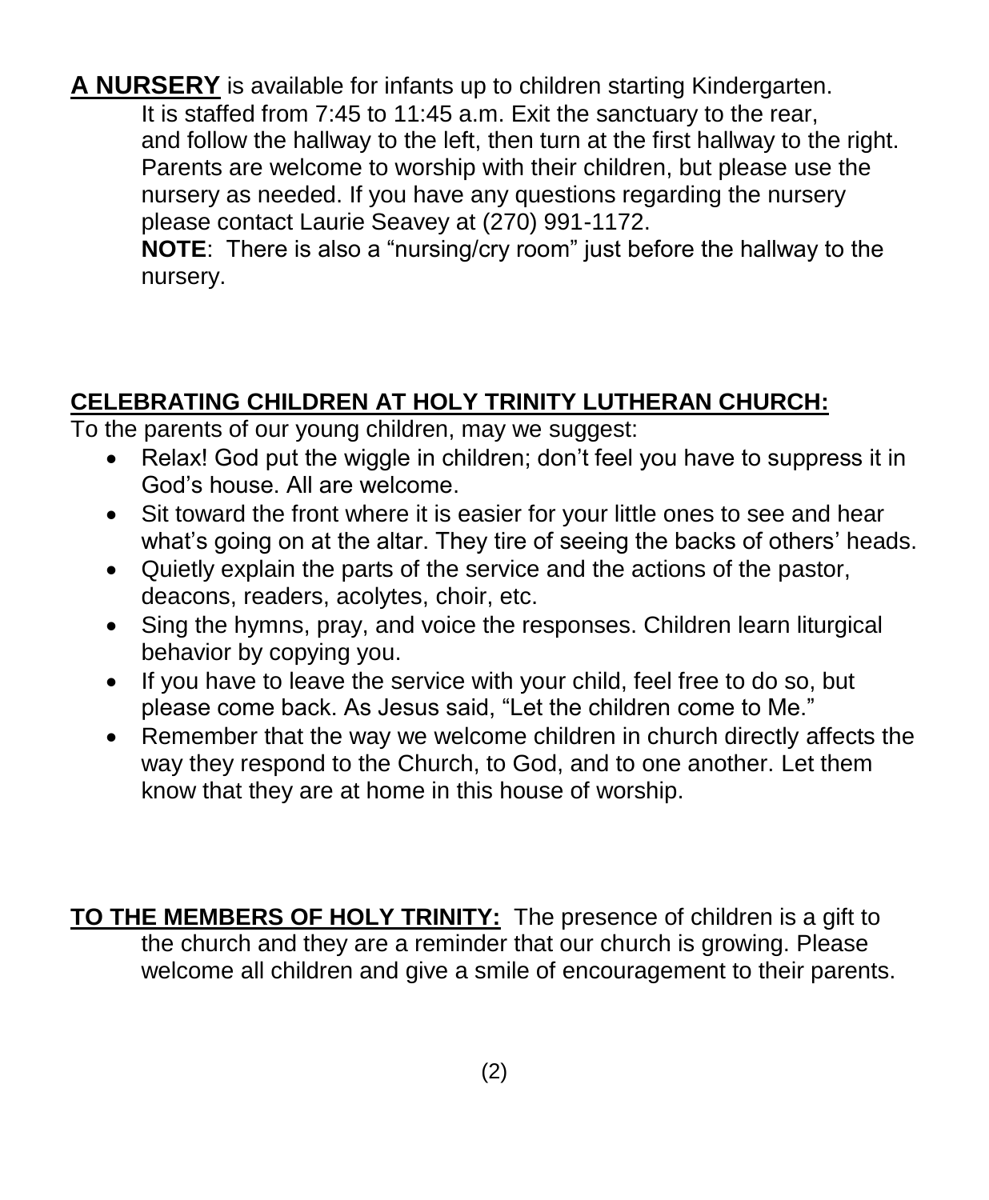**A NURSERY** is available for infants up to children starting Kindergarten. It is staffed from 7:45 to 11:45 a.m. Exit the sanctuary to the rear, and follow the hallway to the left, then turn at the first hallway to the right. Parents are welcome to worship with their children, but please use the nursery as needed. If you have any questions regarding the nursery please contact Laurie Seavey at (270) 991-1172.

**NOTE**: There is also a "nursing/cry room" just before the hallway to the nursery.

## CELEBRATING CHILDREN AT HOLY TRINITY LUTHERAN CHURCH:

To the parents of our young children, may we suggest:

- Relax! God put the wiggle in children; don't feel you have to suppress it in God's house. All are welcome.
- Sit toward the front where it is easier for your little ones to see and hear what's going on at the altar. They tire of seeing the backs of others' heads.
- Quietly explain the parts of the service and the actions of the pastor, deacons, readers, acolytes, choir, etc.
- Sing the hymns, pray, and voice the responses. Children learn liturgical behavior by copying you.
- If you have to leave the service with your child, feel free to do so, but please come back. As Jesus said, "Let the children come to Me."
- Remember that the way we welcome children in church directly affects the way they respond to the Church, to God, and to one another. Let them know that they are at home in this house of worship.

**TO THE MEMBERS OF HOLY TRINITY:** The presence of children is a gift to the church and they are a reminder that our church is growing. Please welcome all children and give a smile of encouragement to their parents.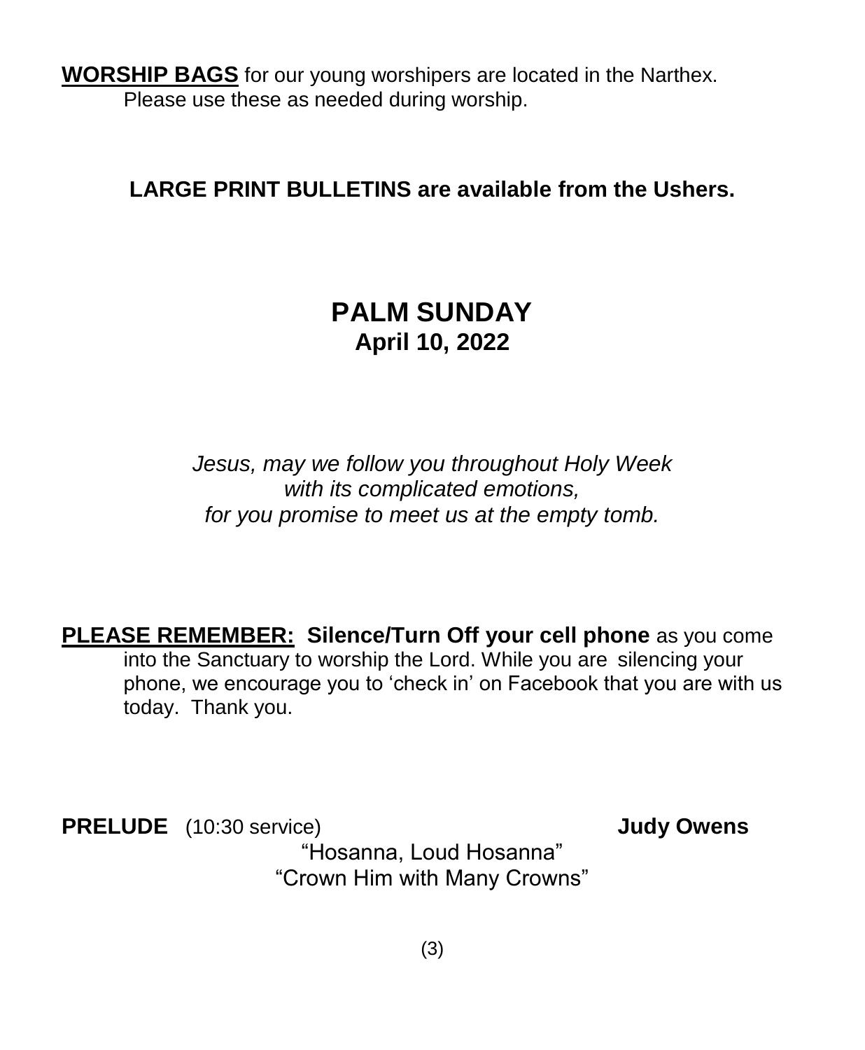**WORSHIP BAGS** for our young worshipers are located in the Narthex.
Please use these as needed during worship.

**LARGE PRINT BULLETINS are available from the Ushers.**

# PALM SUNDAY
## April 10, 2022

*Jesus, may we follow you throughout Holy Week*
*with its complicated emotions,*
*for you promise to meet us at the empty tomb.*

**PLEASE REMEMBER: Silence/Turn Off your cell phone** as you come into the Sanctuary to worship the Lord. While you are silencing your phone, we encourage you to 'check in' on Facebook that you are with us today. Thank you.

**PRELUDE** (10:30 service) **Judy Owens**

"Hosanna, Loud Hosanna"
"Crown Him with Many Crowns"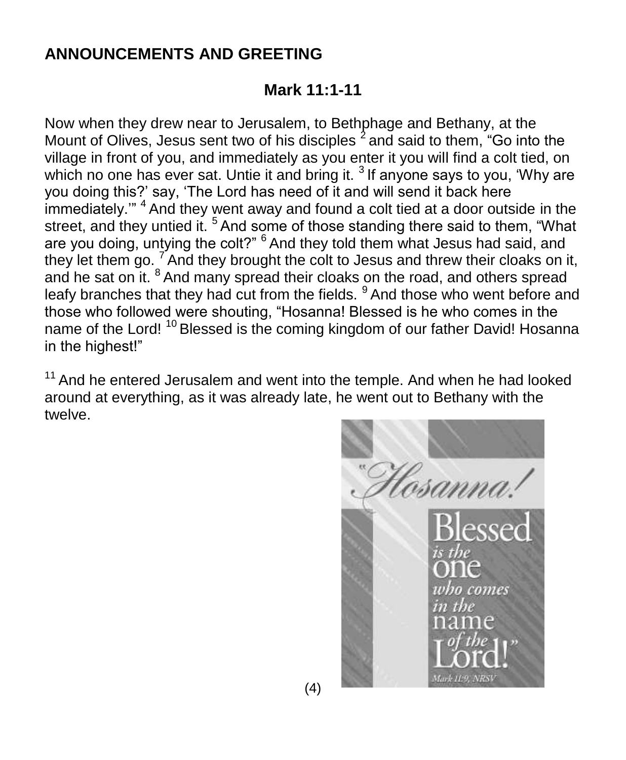## ANNOUNCEMENTS AND GREETING

### Mark 11:1-11

Now when they drew near to Jerusalem, to Bethphage and Bethany, at the Mount of Olives, Jesus sent two of his disciples [2] and said to them, "Go into the village in front of you, and immediately as you enter it you will find a colt tied, on which no one has ever sat. Untie it and bring it. [3] If anyone says to you, 'Why are you doing this?' say, 'The Lord has need of it and will send it back here immediately.'" [4] And they went away and found a colt tied at a door outside in the street, and they untied it. [5] And some of those standing there said to them, "What are you doing, untying the colt?" [6] And they told them what Jesus had said, and they let them go. [7] And they brought the colt to Jesus and threw their cloaks on it, and he sat on it. [8] And many spread their cloaks on the road, and others spread leafy branches that they had cut from the fields. [9] And those who went before and those who followed were shouting, "Hosanna! Blessed is he who comes in the name of the Lord! [10] Blessed is the coming kingdom of our father David! Hosanna in the highest!"

[11] And he entered Jerusalem and went into the temple. And when he had looked around at everything, as it was already late, he went out to Bethany with the twelve.

"Hosanna! Blessed is the one who comes in the name of the Lord!"
Mark 11:9, NRSV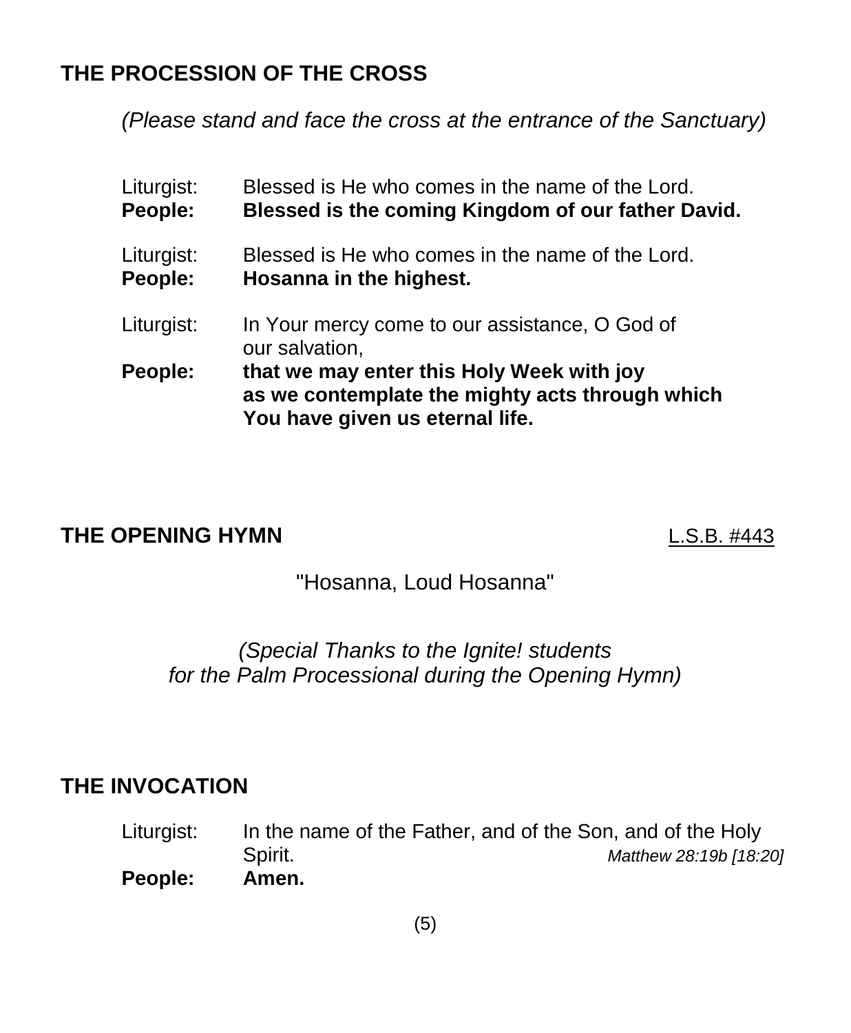## THE PROCESSION OF THE CROSS

*(Please stand and face the cross at the entrance of the Sanctuary)*

Liturgist: Blessed is He who comes in the name of the Lord.
**People: Blessed is the coming Kingdom of our father David.**

Liturgist: Blessed is He who comes in the name of the Lord.
**People: Hosanna in the highest.**

Liturgist: In Your mercy come to our assistance, O God of our salvation,
**People: that we may enter this Holy Week with joy as we contemplate the mighty acts through which You have given us eternal life.**

## THE OPENING HYMN

L.S.B. #443

"Hosanna, Loud Hosanna"

*(Special Thanks to the Ignite! students for the Palm Processional during the Opening Hymn)*

## THE INVOCATION

Liturgist: In the name of the Father, and of the Son, and of the Holy Spirit. *Matthew 28:19b [18:20]*
**People: Amen.**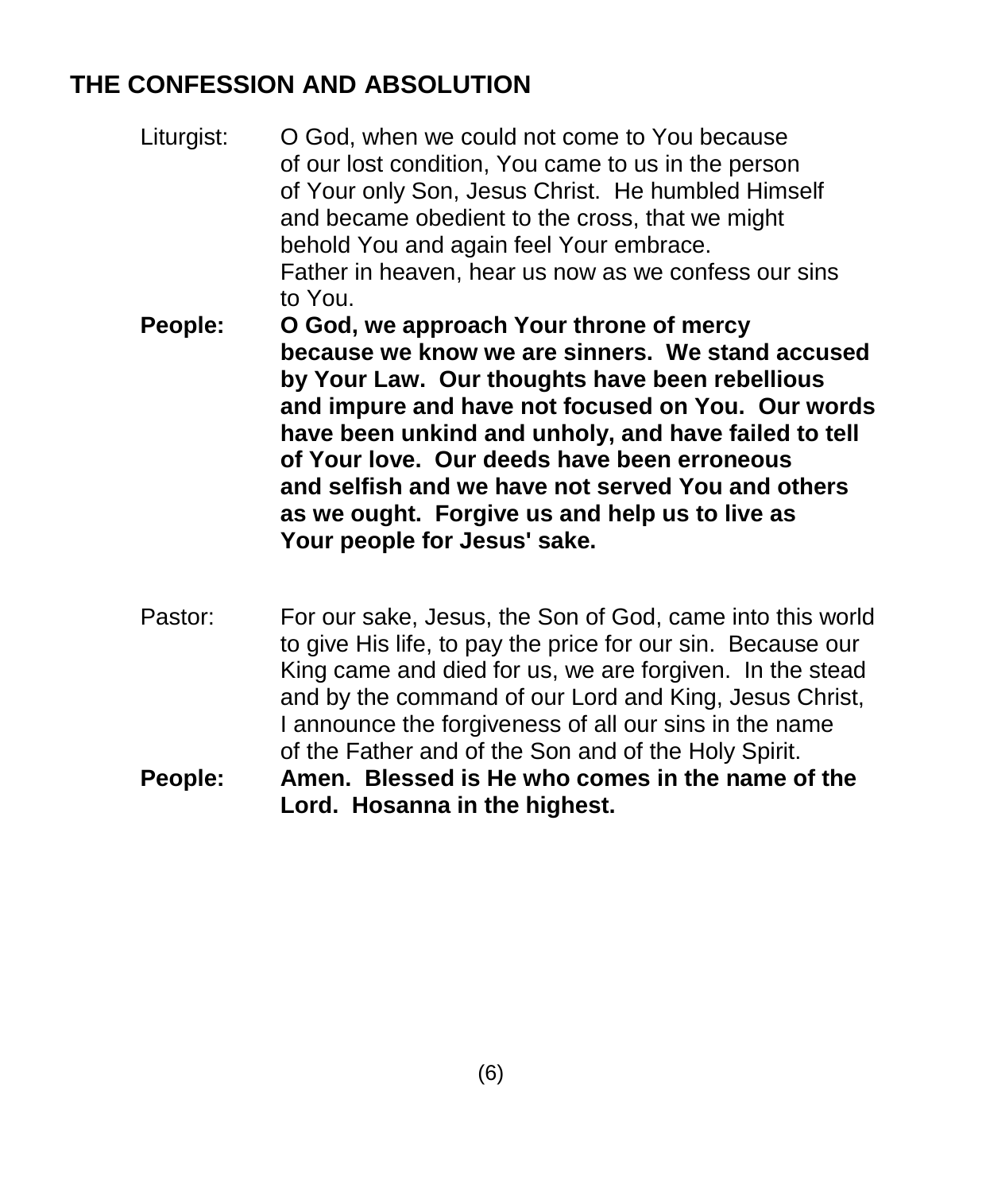## THE CONFESSION AND ABSOLUTION

Liturgist: O God, when we could not come to You because of our lost condition, You came to us in the person of Your only Son, Jesus Christ. He humbled Himself and became obedient to the cross, that we might behold You and again feel Your embrace. Father in heaven, hear us now as we confess our sins to You.

**People: O God, we approach Your throne of mercy because we know we are sinners. We stand accused by Your Law. Our thoughts have been rebellious and impure and have not focused on You. Our words have been unkind and unholy, and have failed to tell of Your love. Our deeds have been erroneous and selfish and we have not served You and others as we ought. Forgive us and help us to live as Your people for Jesus' sake.**

Pastor: For our sake, Jesus, the Son of God, came into this world to give His life, to pay the price for our sin. Because our King came and died for us, we are forgiven. In the stead and by the command of our Lord and King, Jesus Christ, I announce the forgiveness of all our sins in the name of the Father and of the Son and of the Holy Spirit.

**People: Amen. Blessed is He who comes in the name of the Lord. Hosanna in the highest.**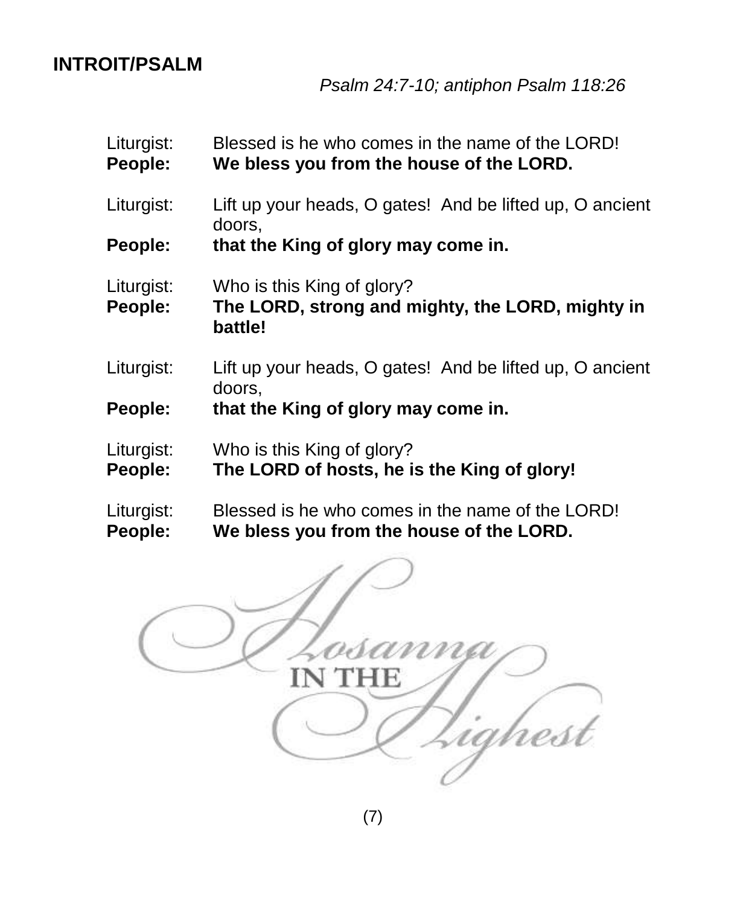## INTROIT/PSALM

*Psalm 24:7-10; antiphon Psalm 118:26*

Liturgist: Blessed is he who comes in the name of the LORD!
**People: We bless you from the house of the LORD.**

Liturgist: Lift up your heads, O gates! And be lifted up, O ancient doors,
**People: that the King of glory may come in.**

Liturgist: Who is this King of glory?
**People: The LORD, strong and mighty, the LORD, mighty in battle!**

Liturgist: Lift up your heads, O gates! And be lifted up, O ancient doors,
**People: that the King of glory may come in.**

Liturgist: Who is this King of glory?
**People: The LORD of hosts, he is the King of glory!**

Liturgist: Blessed is he who comes in the name of the LORD!
**People: We bless you from the house of the LORD.**

Hosanna IN THE Highest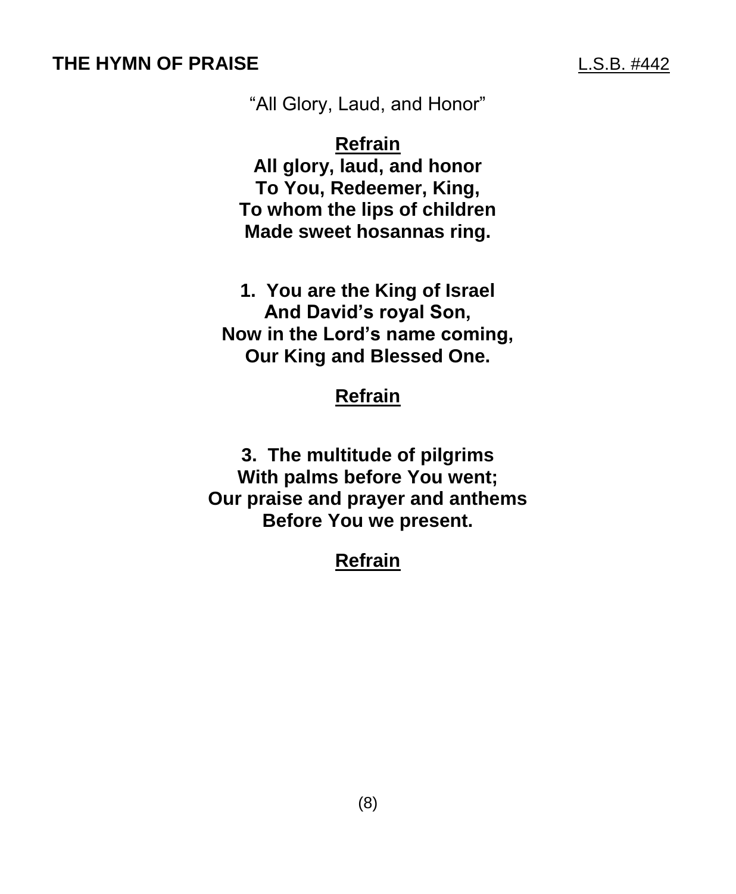## THE HYMN OF PRAISE

L.S.B. #442

"All Glory, Laud, and Honor"

**Refrain**

**All glory, laud, and honor**
**To You, Redeemer, King,**
**To whom the lips of children**
**Made sweet hosannas ring.**

**1. You are the King of Israel**
**And David's royal Son,**
**Now in the Lord's name coming,**
**Our King and Blessed One.**

**Refrain**

**3. The multitude of pilgrims**
**With palms before You went;**
**Our praise and prayer and anthems**
**Before You we present.**

**Refrain**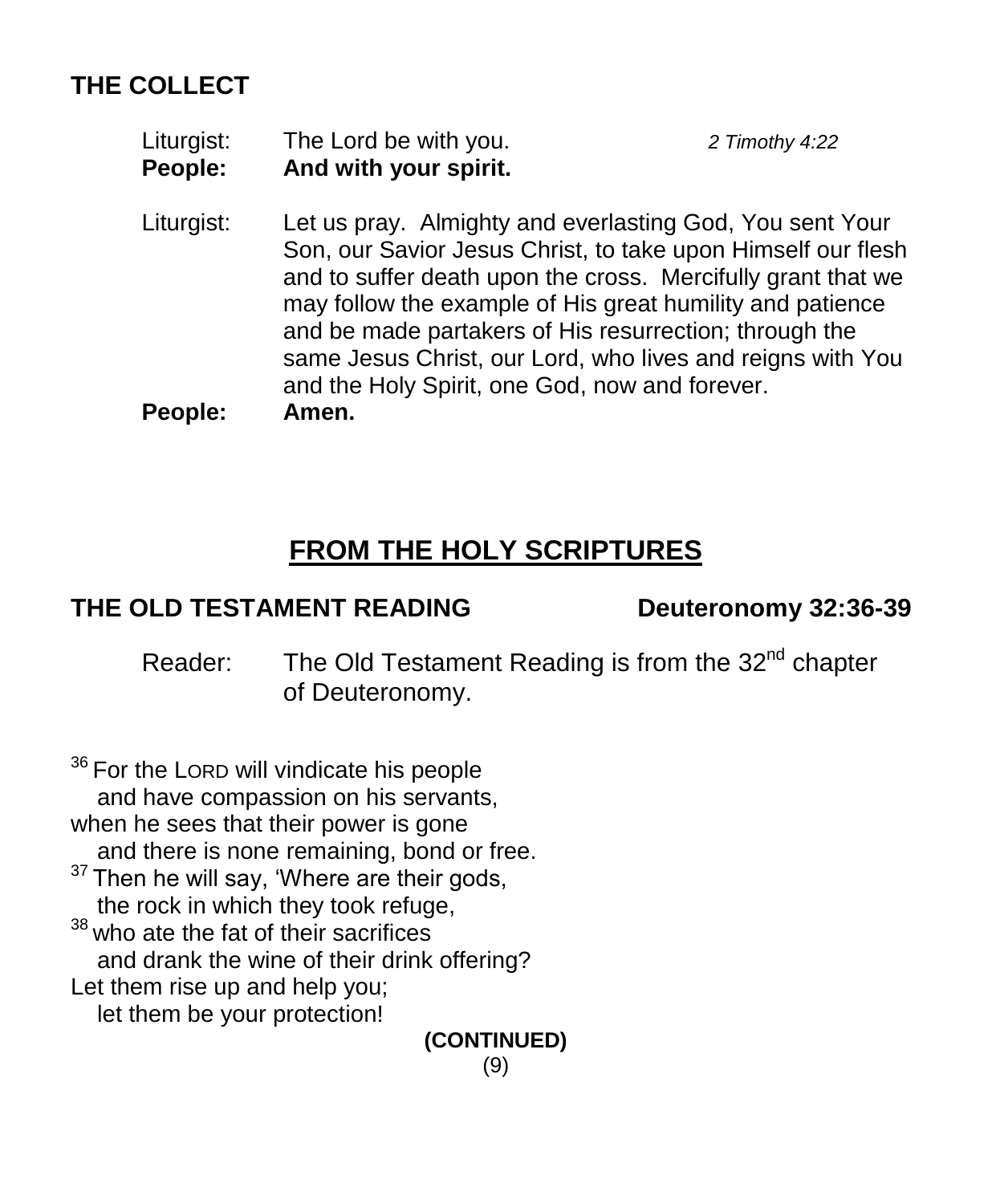## THE COLLECT

Liturgist: The Lord be with you. *2 Timothy 4:22*
**People: And with your spirit.**

Liturgist: Let us pray. Almighty and everlasting God, You sent Your Son, our Savior Jesus Christ, to take upon Himself our flesh and to suffer death upon the cross. Mercifully grant that we may follow the example of His great humility and patience and be made partakers of His resurrection; through the same Jesus Christ, our Lord, who lives and reigns with You and the Holy Spirit, one God, now and forever.
**People: Amen.**

# FROM THE HOLY SCRIPTURES

## THE OLD TESTAMENT READING — Deuteronomy 32:36-39

Reader: The Old Testament Reading is from the 32nd chapter of Deuteronomy.

[36] For the LORD will vindicate his people
  and have compassion on his servants,
when he sees that their power is gone
  and there is none remaining, bond or free.
[37] Then he will say, 'Where are their gods,
  the rock in which they took refuge,
[38] who ate the fat of their sacrifices
  and drank the wine of their drink offering?
Let them rise up and help you;
  let them be your protection!

**(CONTINUED)**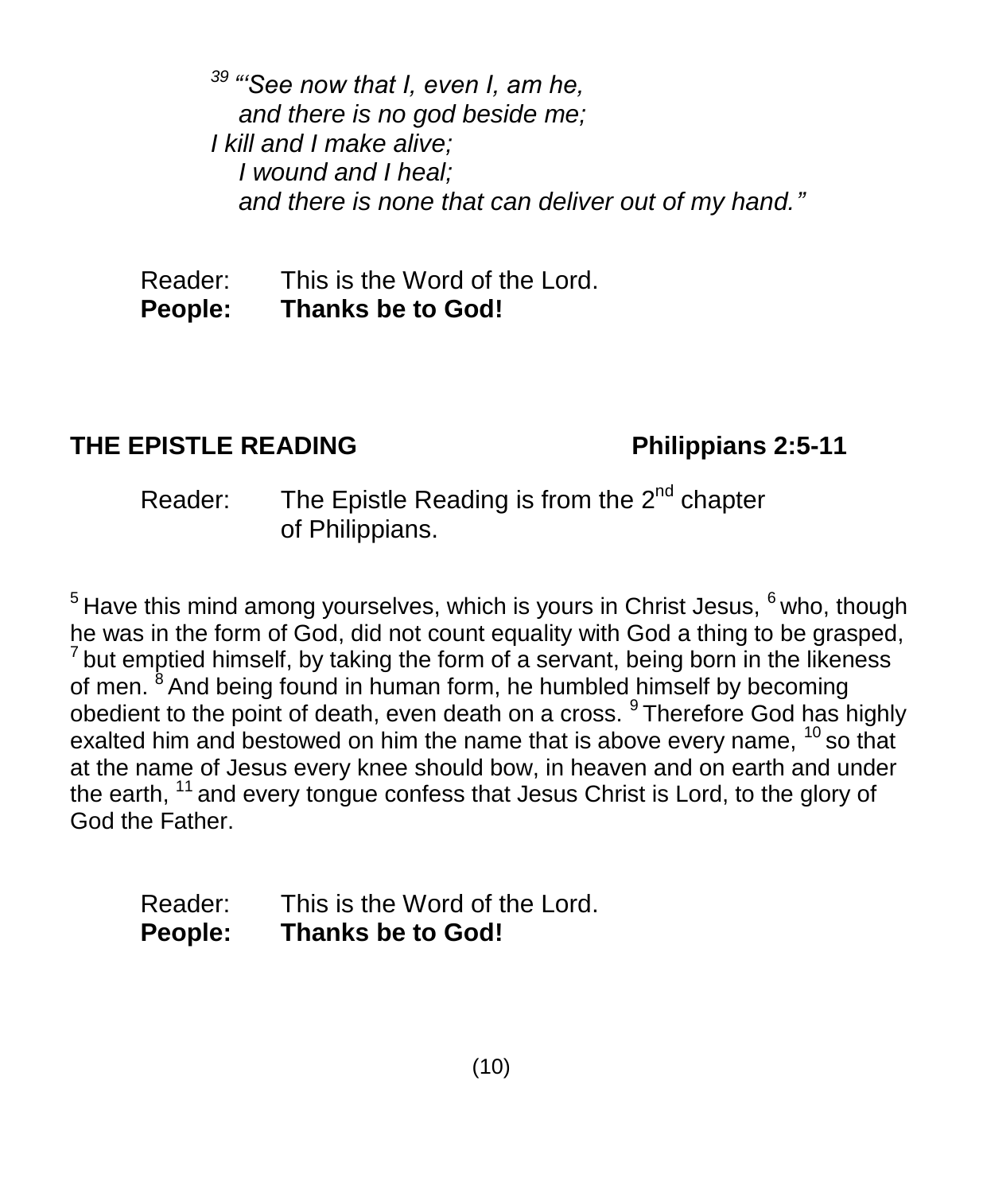*[39] "'See now that I, even I, am he,*
*and there is no god beside me;*
*I kill and I make alive;*
*I wound and I heal;*
*and there is none that can deliver out of my hand."*

Reader: This is the Word of the Lord.
**People: Thanks be to God!**

## THE EPISTLE READING Philippians 2:5-11

Reader: The Epistle Reading is from the 2nd chapter of Philippians.

[5] Have this mind among yourselves, which is yours in Christ Jesus, [6] who, though he was in the form of God, did not count equality with God a thing to be grasped, [7] but emptied himself, by taking the form of a servant, being born in the likeness of men. [8] And being found in human form, he humbled himself by becoming obedient to the point of death, even death on a cross. [9] Therefore God has highly exalted him and bestowed on him the name that is above every name, [10] so that at the name of Jesus every knee should bow, in heaven and on earth and under the earth, [11] and every tongue confess that Jesus Christ is Lord, to the glory of God the Father.

Reader: This is the Word of the Lord.
**People: Thanks be to God!**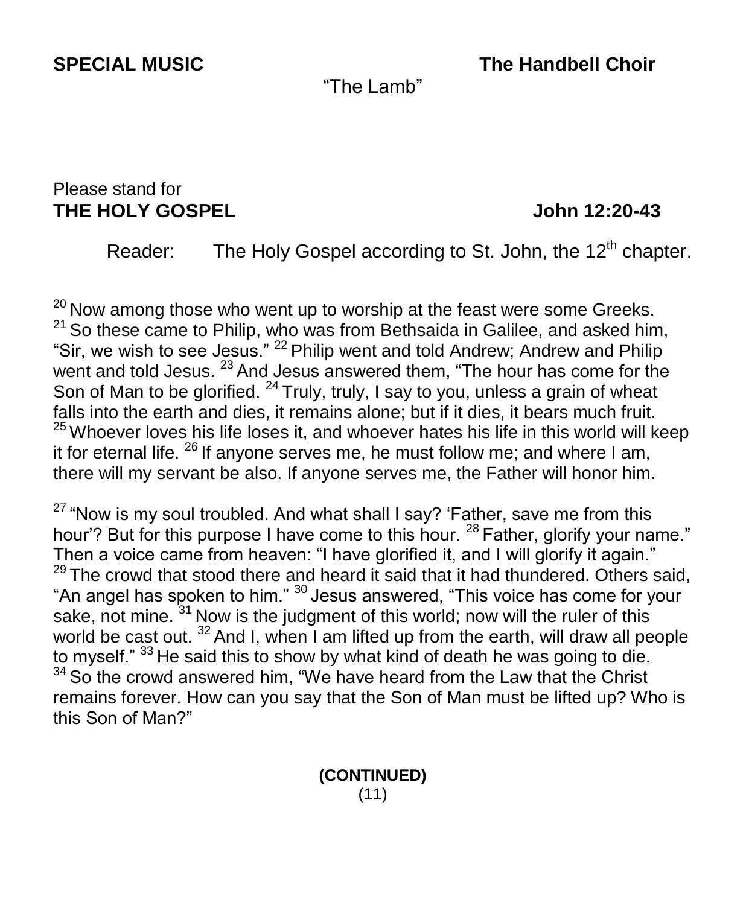**SPECIAL MUSIC** **The Handbell Choir**

"The Lamb"

Please stand for

**THE HOLY GOSPEL** **John 12:20-43**

Reader: The Holy Gospel according to St. John, the 12th chapter.

[20] Now among those who went up to worship at the feast were some Greeks. [21] So these came to Philip, who was from Bethsaida in Galilee, and asked him, "Sir, we wish to see Jesus." [22] Philip went and told Andrew; Andrew and Philip went and told Jesus. [23] And Jesus answered them, "The hour has come for the Son of Man to be glorified. [24] Truly, truly, I say to you, unless a grain of wheat falls into the earth and dies, it remains alone; but if it dies, it bears much fruit. [25] Whoever loves his life loses it, and whoever hates his life in this world will keep it for eternal life. [26] If anyone serves me, he must follow me; and where I am, there will my servant be also. If anyone serves me, the Father will honor him.

[27] "Now is my soul troubled. And what shall I say? 'Father, save me from this hour'? But for this purpose I have come to this hour. [28] Father, glorify your name." Then a voice came from heaven: "I have glorified it, and I will glorify it again." [29] The crowd that stood there and heard it said that it had thundered. Others said, "An angel has spoken to him." [30] Jesus answered, "This voice has come for your sake, not mine. [31] Now is the judgment of this world; now will the ruler of this world be cast out. [32] And I, when I am lifted up from the earth, will draw all people to myself." [33] He said this to show by what kind of death he was going to die. [34] So the crowd answered him, "We have heard from the Law that the Christ remains forever. How can you say that the Son of Man must be lifted up? Who is this Son of Man?"

**(CONTINUED)**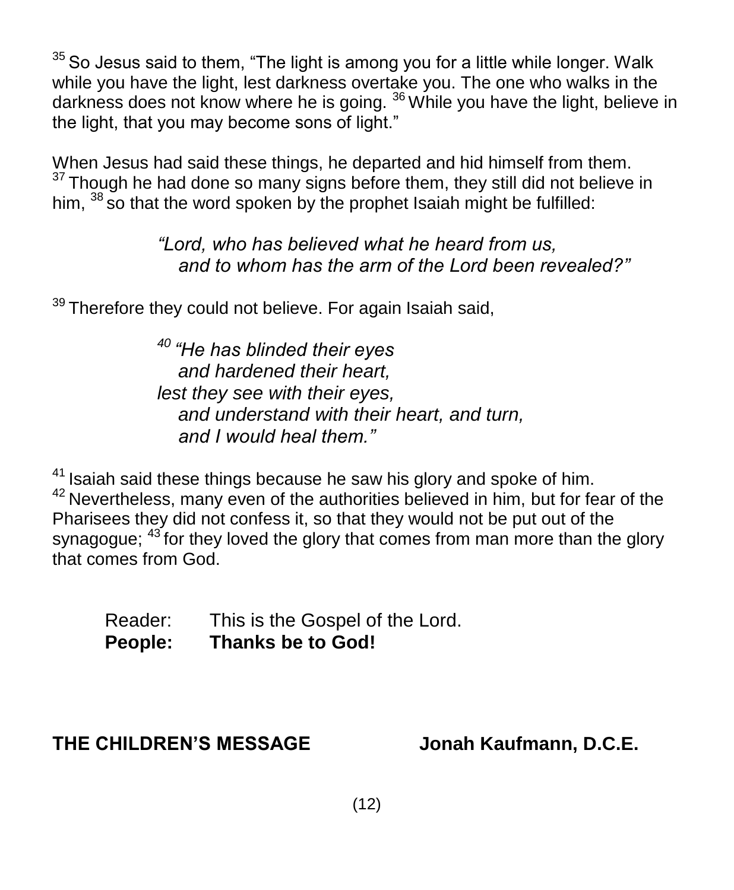[35] So Jesus said to them, “The light is among you for a little while longer. Walk while you have the light, lest darkness overtake you. The one who walks in the darkness does not know where he is going. [36] While you have the light, believe in the light, that you may become sons of light.”

When Jesus had said these things, he departed and hid himself from them. [37] Though he had done so many signs before them, they still did not believe in him, [38] so that the word spoken by the prophet Isaiah might be fulfilled:

> *“Lord, who has believed what he heard from us,*
> *and to whom has the arm of the Lord been revealed?”*

[39] Therefore they could not believe. For again Isaiah said,

> [40] *“He has blinded their eyes*
> *and hardened their heart,*
> *lest they see with their eyes,*
> *and understand with their heart, and turn,*
> *and I would heal them.”*

[41] Isaiah said these things because he saw his glory and spoke of him. [42] Nevertheless, many even of the authorities believed in him, but for fear of the Pharisees they did not confess it, so that they would not be put out of the synagogue; [43] for they loved the glory that comes from man more than the glory that comes from God.

Reader: This is the Gospel of the Lord.
**People: Thanks be to God!**

**THE CHILDREN’S MESSAGE Jonah Kaufmann, D.C.E.**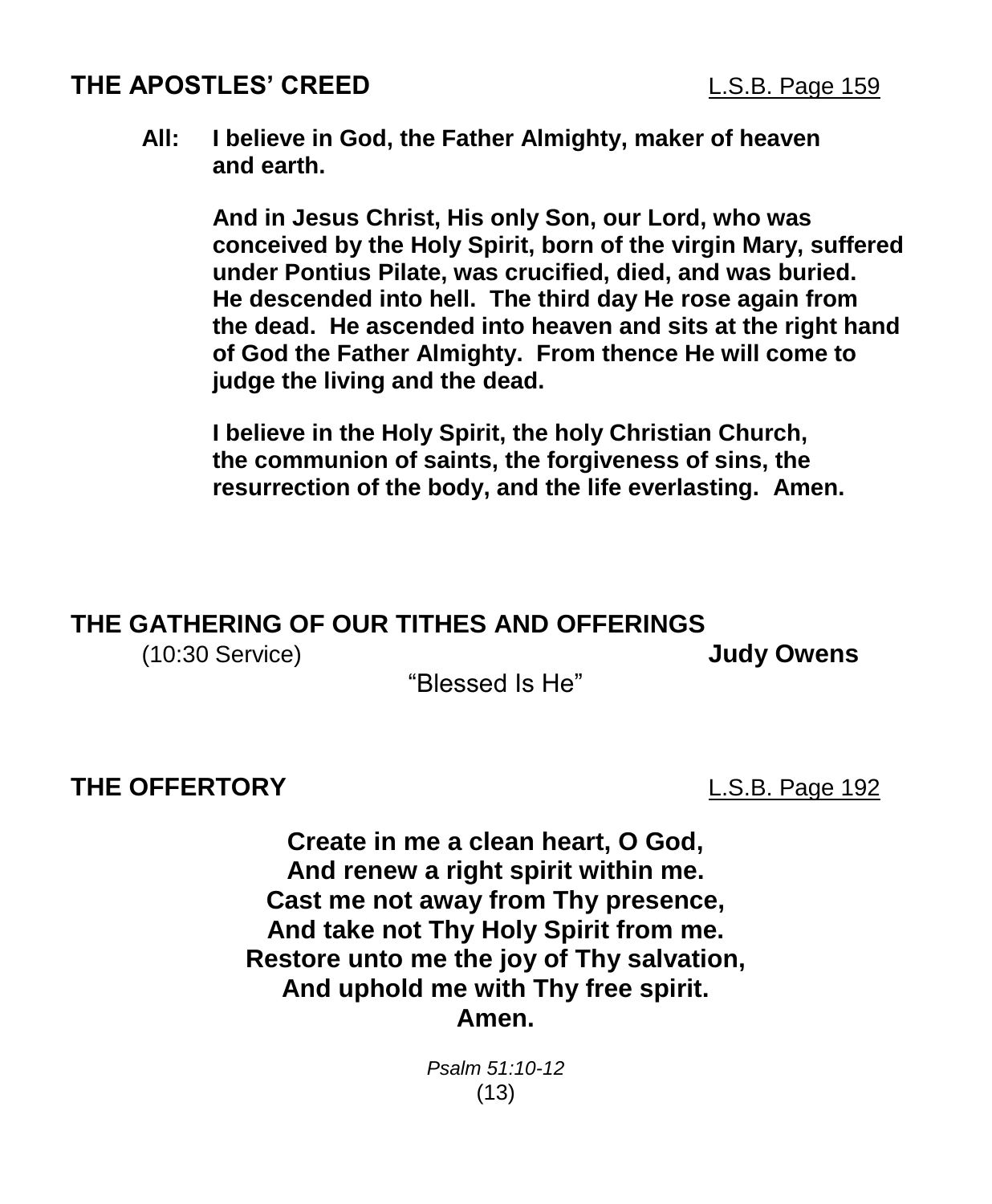## THE APOSTLES' CREED

L.S.B. Page 159

**All: I believe in God, the Father Almighty, maker of heaven and earth.**

**And in Jesus Christ, His only Son, our Lord, who was conceived by the Holy Spirit, born of the virgin Mary, suffered under Pontius Pilate, was crucified, died, and was buried. He descended into hell. The third day He rose again from the dead. He ascended into heaven and sits at the right hand of God the Father Almighty. From thence He will come to judge the living and the dead.**

**I believe in the Holy Spirit, the holy Christian Church, the communion of saints, the forgiveness of sins, the resurrection of the body, and the life everlasting. Amen.**

## THE GATHERING OF OUR TITHES AND OFFERINGS

(10:30 Service) **Judy Owens**

"Blessed Is He"

## THE OFFERTORY

L.S.B. Page 192

**Create in me a clean heart, O God,**
**And renew a right spirit within me.**
**Cast me not away from Thy presence,**
**And take not Thy Holy Spirit from me.**
**Restore unto me the joy of Thy salvation,**
**And uphold me with Thy free spirit.**
**Amen.**

*Psalm 51:10-12*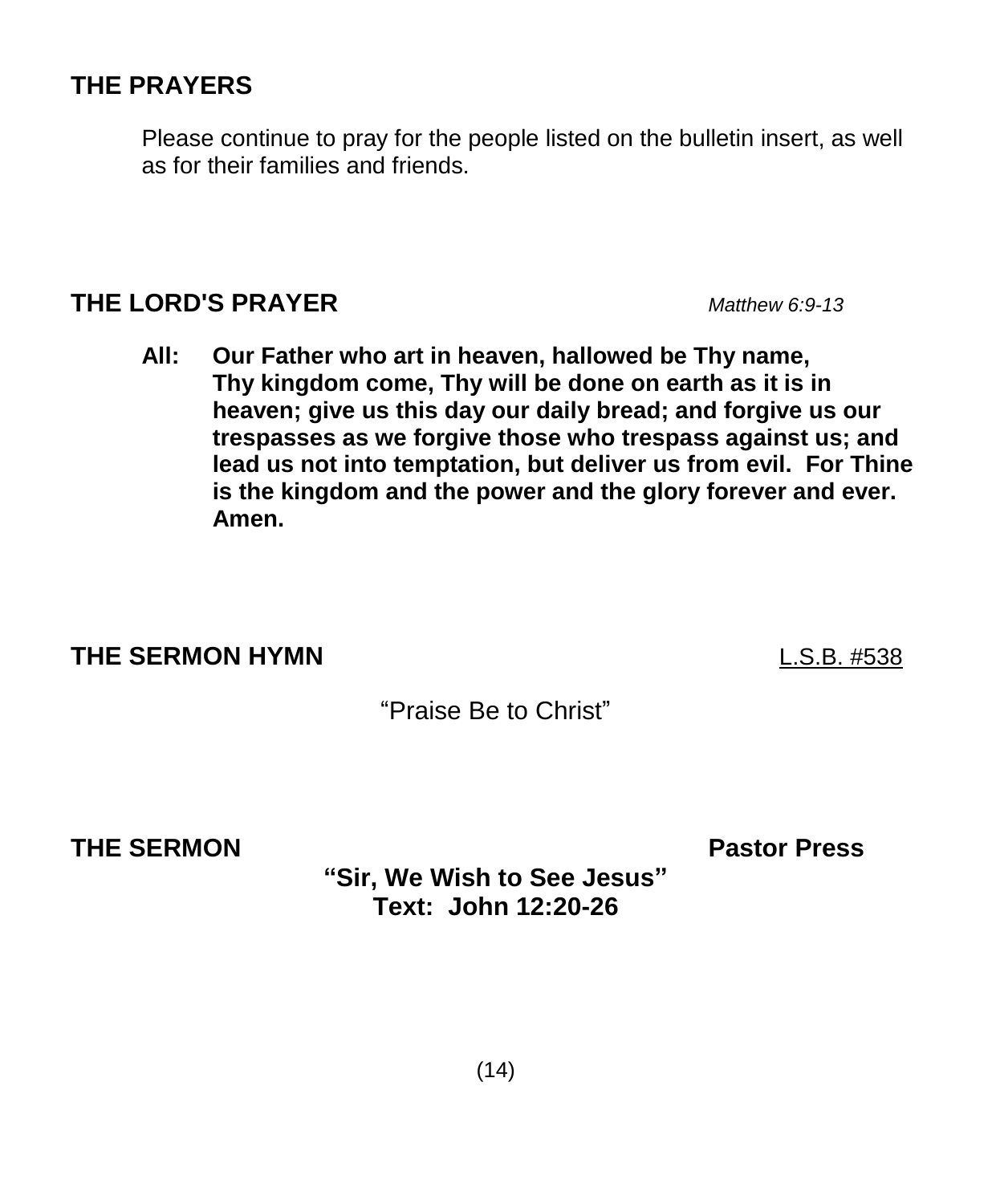## THE PRAYERS

Please continue to pray for the people listed on the bulletin insert, as well as for their families and friends.

## THE LORD'S PRAYER *Matthew 6:9-13*

**All: Our Father who art in heaven, hallowed be Thy name, Thy kingdom come, Thy will be done on earth as it is in heaven; give us this day our daily bread; and forgive us our trespasses as we forgive those who trespass against us; and lead us not into temptation, but deliver us from evil. For Thine is the kingdom and the power and the glory forever and ever. Amen.**

## THE SERMON HYMN L.S.B. #538

"Praise Be to Christ"

## THE SERMON **Pastor Press**

**"Sir, We Wish to See Jesus"**
**Text: John 12:20-26**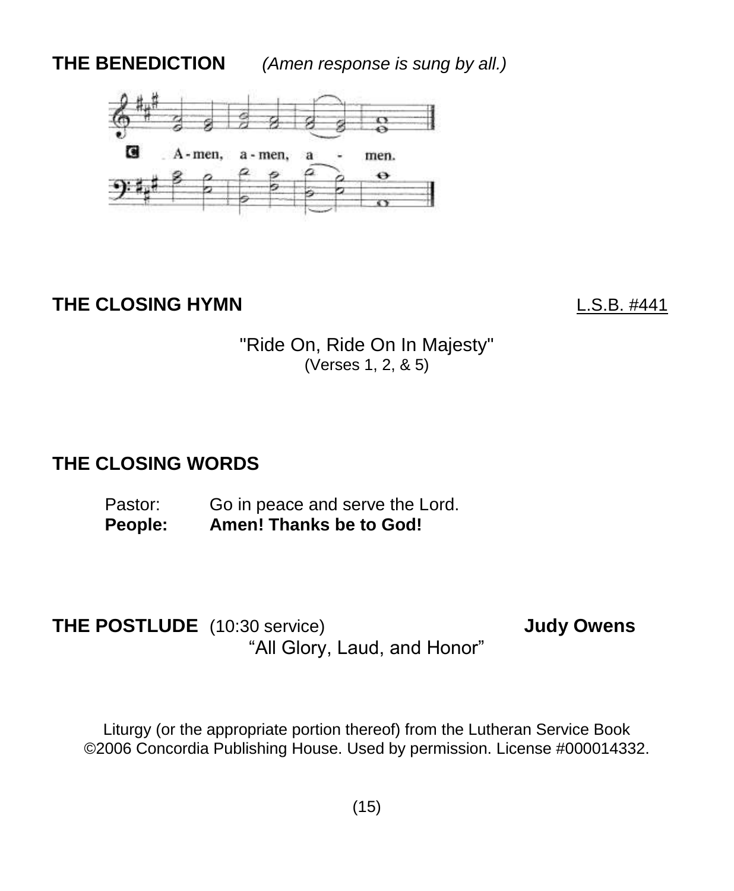**THE BENEDICTION** *(Amen response is sung by all.)*

C A - men, a - men, a - men.

**THE CLOSING HYMN** L.S.B. #441

"Ride On, Ride On In Majesty"
(Verses 1, 2, & 5)

**THE CLOSING WORDS**

Pastor: Go in peace and serve the Lord.
**People: Amen! Thanks be to God!**

**THE POSTLUDE** (10:30 service) **Judy Owens**
"All Glory, Laud, and Honor"

Liturgy (or the appropriate portion thereof) from the Lutheran Service Book ©2006 Concordia Publishing House. Used by permission. License #000014332.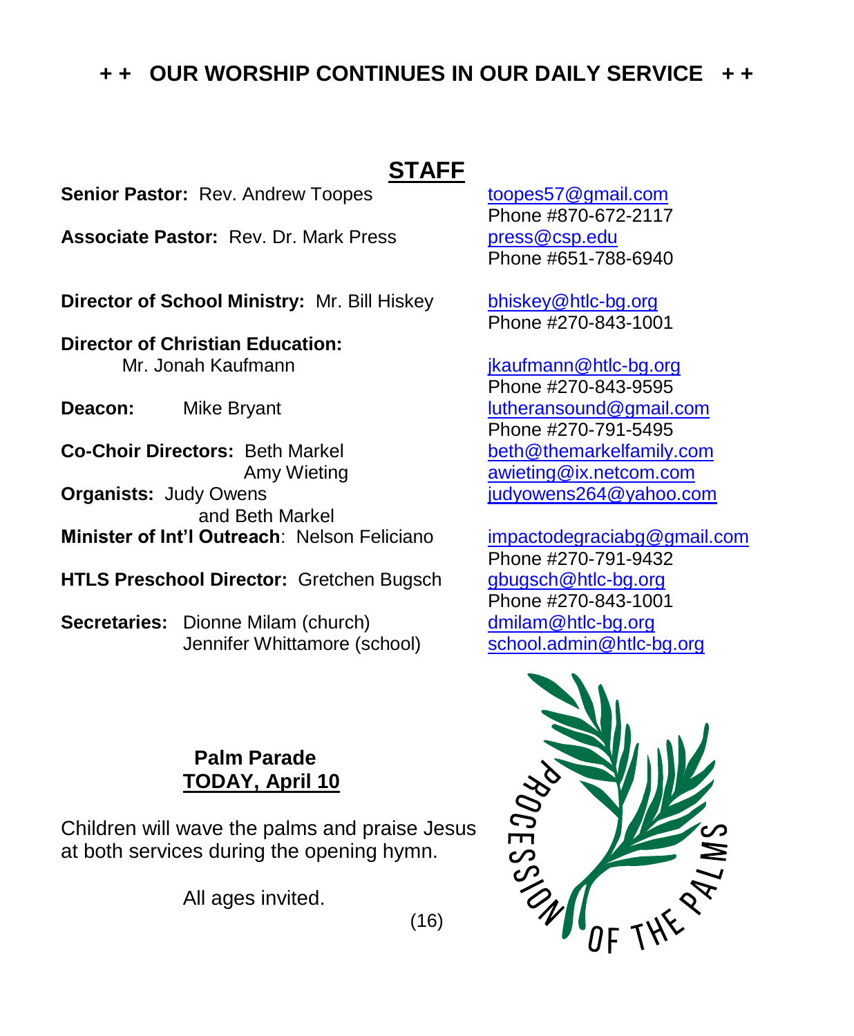## + + OUR WORSHIP CONTINUES IN OUR DAILY SERVICE + +

## STAFF

**Senior Pastor:** Rev. Andrew Toopes — toopes57@gmail.com
Phone #870-672-2117

**Associate Pastor:** Rev. Dr. Mark Press — press@csp.edu
Phone #651-788-6940

**Director of School Ministry:** Mr. Bill Hiskey — bhiskey@htlc-bg.org
Phone #270-843-1001

**Director of Christian Education:** Mr. Jonah Kaufmann — jkaufmann@htlc-bg.org
Phone #270-843-9595

**Deacon:** Mike Bryant — lutheransound@gmail.com
Phone #270-791-5495

**Co-Choir Directors:** Beth Markel — beth@themarkelfamily.com
Amy Wieting — awieting@ix.netcom.com

**Organists:** Judy Owens and Beth Markel — judyowens264@yahoo.com

**Minister of Int'l Outreach**: Nelson Feliciano — impactodegraciabg@gmail.com
Phone #270-791-9432

**HTLS Preschool Director:** Gretchen Bugsch — gbugsch@htlc-bg.org
Phone #270-843-1001

**Secretaries:** Dionne Milam (church) — dmilam@htlc-bg.org
Jennifer Whittamore (school) — school.admin@htlc-bg.org

**Palm Parade**
**TODAY, April 10**

Children will wave the palms and praise Jesus at both services during the opening hymn.

All ages invited.

PROCESSION OF THE PALMS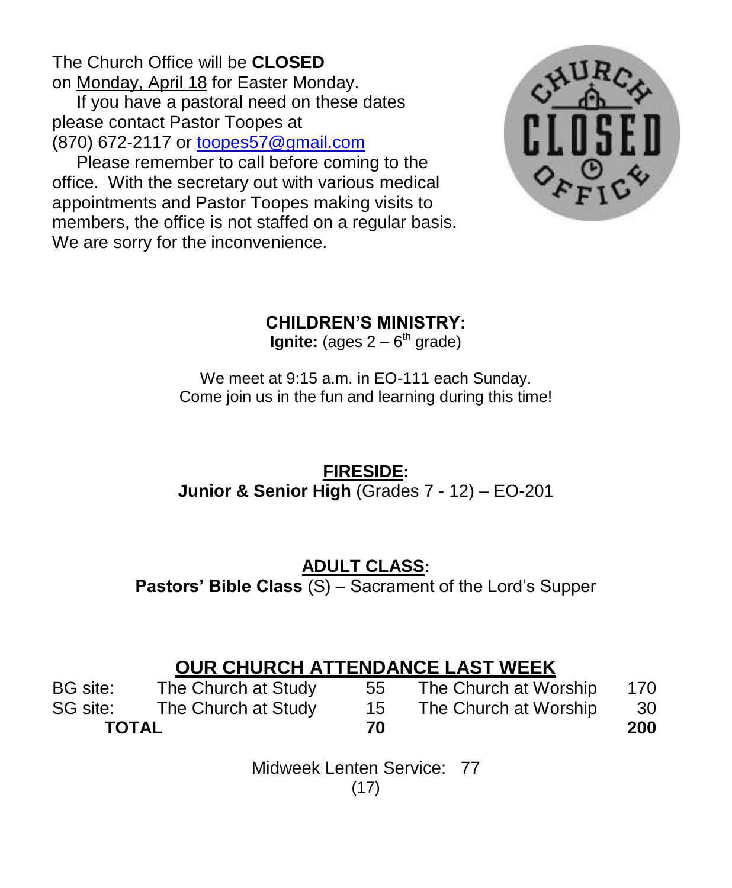The Church Office will be **CLOSED** on Monday, April 18 for Easter Monday.

If you have a pastoral need on these dates please contact Pastor Toopes at (870) 672-2117 or toopes57@gmail.com

Please remember to call before coming to the office. With the secretary out with various medical appointments and Pastor Toopes making visits to members, the office is not staffed on a regular basis. We are sorry for the inconvenience.

**CHILDREN'S MINISTRY:**

**Ignite:** (ages 2 – 6th grade)

We meet at 9:15 a.m. in EO-111 each Sunday.
Come join us in the fun and learning during this time!

**FIRESIDE:**

**Junior & Senior High** (Grades 7 - 12) – EO-201

**ADULT CLASS:**

**Pastors' Bible Class** (S) – Sacrament of the Lord's Supper

## OUR CHURCH ATTENDANCE LAST WEEK

| | | | | |
|---|---|---|---|---|
| BG site: | The Church at Study | 55 | The Church at Worship | 170 |
| SG site: | The Church at Study | 15 | The Church at Worship | 30 |
| **TOTAL** | | **70** | | **200** |

Midweek Lenten Service: 77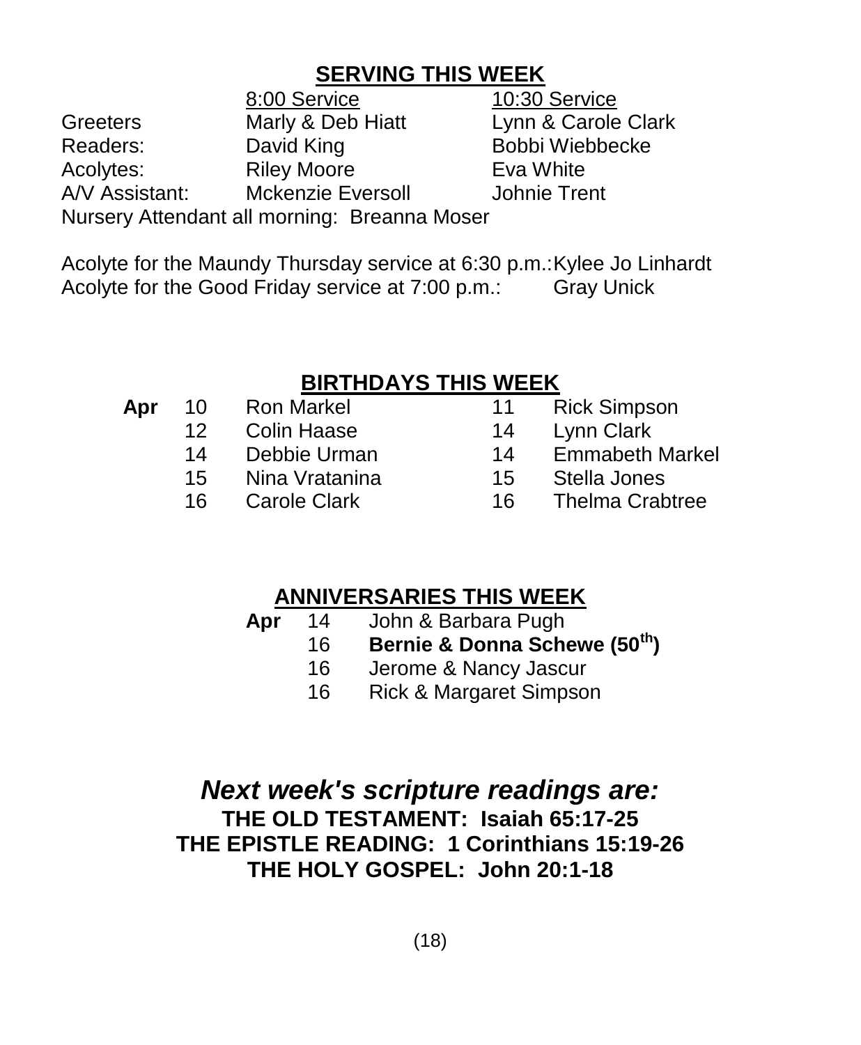## SERVING THIS WEEK

| | 8:00 Service | 10:30 Service |
|---|---|---|
| Greeters | Marly & Deb Hiatt | Lynn & Carole Clark |
| Readers: | David King | Bobbi Wiebbecke |
| Acolytes: | Riley Moore | Eva White |
| A/V Assistant: | Mckenzie Eversoll | Johnie Trent |

Nursery Attendant all morning: Breanna Moser

Acolyte for the Maundy Thursday service at 6:30 p.m.: Kylee Jo Linhardt
Acolyte for the Good Friday service at 7:00 p.m.: Gray Unick

## BIRTHDAYS THIS WEEK

| | | | | |
|---|---|---|---|---|
| **Apr** | 10 | Ron Markel | 11 | Rick Simpson |
| | 12 | Colin Haase | 14 | Lynn Clark |
| | 14 | Debbie Urman | 14 | Emmabeth Markel |
| | 15 | Nina Vratanina | 15 | Stella Jones |
| | 16 | Carole Clark | 16 | Thelma Crabtree |

## ANNIVERSARIES THIS WEEK

| | | |
|---|---|---|
| **Apr** | 14 | John & Barbara Pugh |
| | 16 | **Bernie & Donna Schewe (50th)** |
| | 16 | Jerome & Nancy Jascur |
| | 16 | Rick & Margaret Simpson |

## *Next week's scripture readings are:*

**THE OLD TESTAMENT: Isaiah 65:17-25**
**THE EPISTLE READING: 1 Corinthians 15:19-26**
**THE HOLY GOSPEL: John 20:1-18**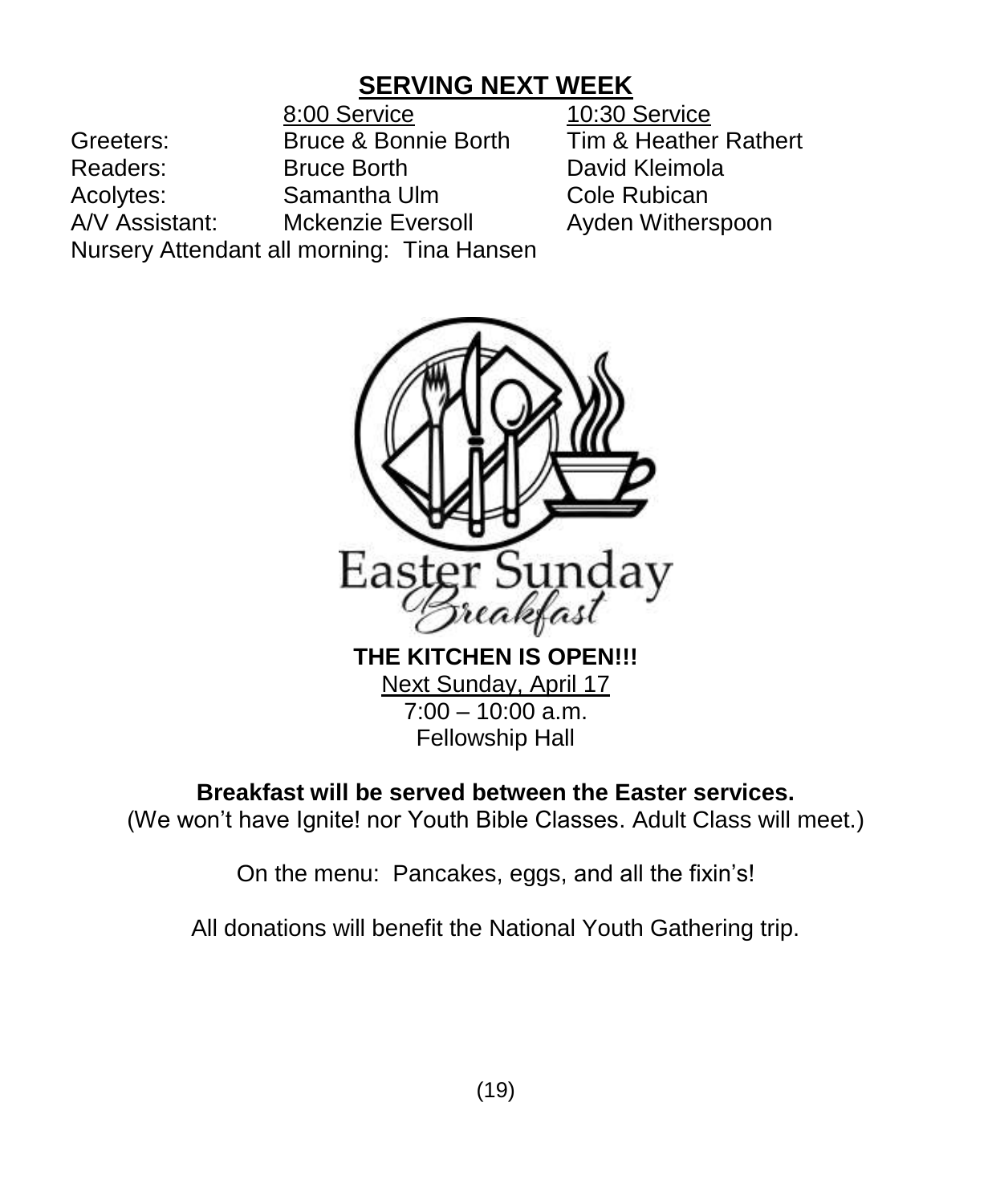## SERVING NEXT WEEK

| | 8:00 Service | 10:30 Service |
|---|---|---|
| Greeters: | Bruce & Bonnie Borth | Tim & Heather Rathert |
| Readers: | Bruce Borth | David Kleimola |
| Acolytes: | Samantha Ulm | Cole Rubican |
| A/V Assistant: | Mckenzie Eversoll | Ayden Witherspoon |

Nursery Attendant all morning: Tina Hansen

Easter Sunday *Breakfast*

**THE KITCHEN IS OPEN!!!**

Next Sunday, April 17

7:00 – 10:00 a.m.

Fellowship Hall

**Breakfast will be served between the Easter services.**

(We won't have Ignite! nor Youth Bible Classes. Adult Class will meet.)

On the menu: Pancakes, eggs, and all the fixin's!

All donations will benefit the National Youth Gathering trip.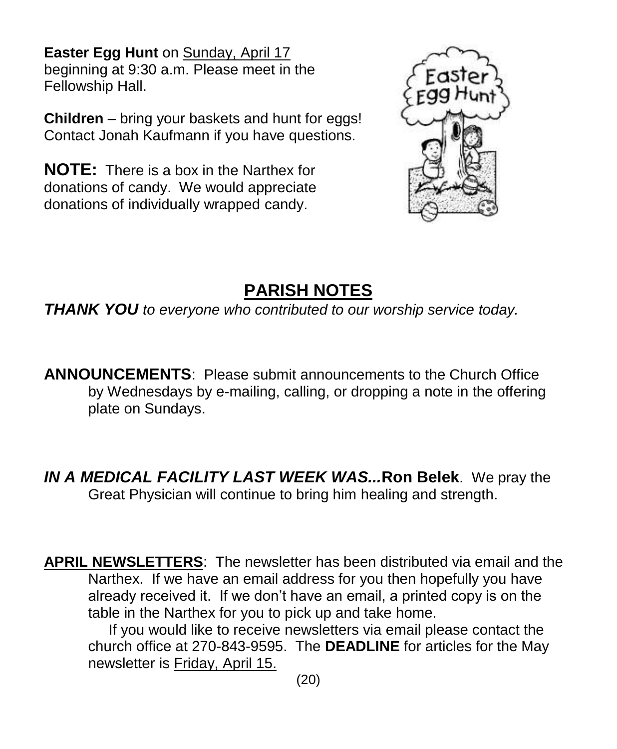**Easter Egg Hunt** on Sunday, April 17 beginning at 9:30 a.m. Please meet in the Fellowship Hall.

**Children** – bring your baskets and hunt for eggs! Contact Jonah Kaufmann if you have questions.

**NOTE:** There is a box in the Narthex for donations of candy. We would appreciate donations of individually wrapped candy.

## PARISH NOTES

***THANK YOU** to everyone who contributed to our worship service today.*

**ANNOUNCEMENTS**: Please submit announcements to the Church Office by Wednesdays by e-mailing, calling, or dropping a note in the offering plate on Sundays.

***IN A MEDICAL FACILITY LAST WEEK WAS...*Ron Belek**. We pray the Great Physician will continue to bring him healing and strength.

**APRIL NEWSLETTERS**: The newsletter has been distributed via email and the Narthex. If we have an email address for you then hopefully you have already received it. If we don't have an email, a printed copy is on the table in the Narthex for you to pick up and take home.

If you would like to receive newsletters via email please contact the church office at 270-843-9595. The **DEADLINE** for articles for the May newsletter is Friday, April 15.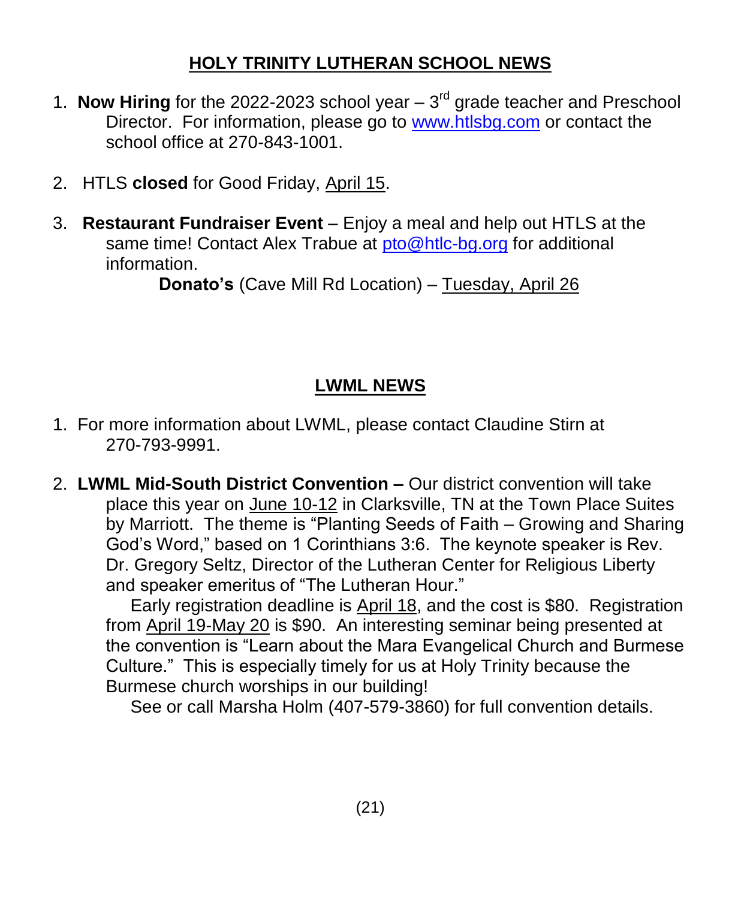## HOLY TRINITY LUTHERAN SCHOOL NEWS

1. **Now Hiring** for the 2022-2023 school year – 3rd grade teacher and Preschool Director. For information, please go to www.htlsbg.com or contact the school office at 270-843-1001.

2. HTLS **closed** for Good Friday, April 15.

3. **Restaurant Fundraiser Event** – Enjoy a meal and help out HTLS at the same time! Contact Alex Trabue at pto@htlc-bg.org for additional information.

   **Donato's** (Cave Mill Rd Location) – Tuesday, April 26

## LWML NEWS

1. For more information about LWML, please contact Claudine Stirn at 270-793-9991.

2. **LWML Mid-South District Convention –** Our district convention will take place this year on June 10-12 in Clarksville, TN at the Town Place Suites by Marriott. The theme is "Planting Seeds of Faith – Growing and Sharing God's Word," based on 1 Corinthians 3:6. The keynote speaker is Rev. Dr. Gregory Seltz, Director of the Lutheran Center for Religious Liberty and speaker emeritus of "The Lutheran Hour."

   Early registration deadline is April 18, and the cost is $80. Registration from April 19-May 20 is $90. An interesting seminar being presented at the convention is "Learn about the Mara Evangelical Church and Burmese Culture." This is especially timely for us at Holy Trinity because the Burmese church worships in our building!

   See or call Marsha Holm (407-579-3860) for full convention details.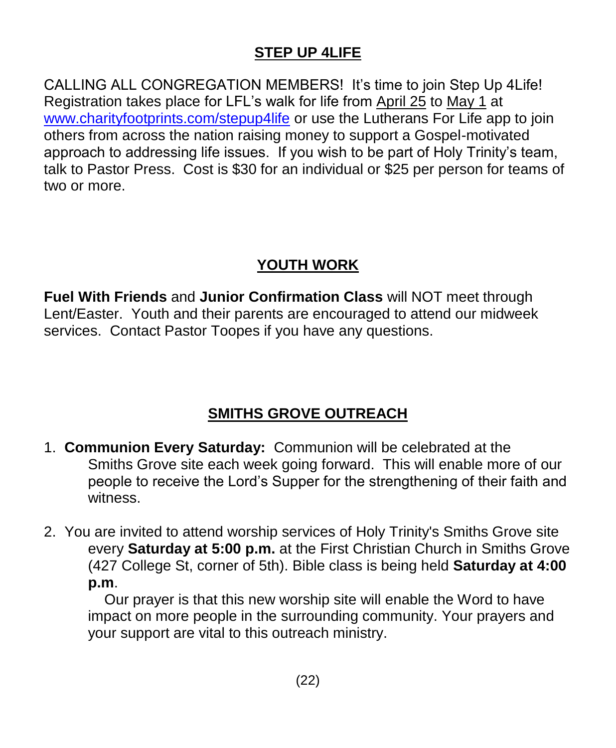## STEP UP 4LIFE

CALLING ALL CONGREGATION MEMBERS! It's time to join Step Up 4Life! Registration takes place for LFL's walk for life from April 25 to May 1 at www.charityfootprints.com/stepup4life or use the Lutherans For Life app to join others from across the nation raising money to support a Gospel-motivated approach to addressing life issues. If you wish to be part of Holy Trinity's team, talk to Pastor Press. Cost is $30 for an individual or $25 per person for teams of two or more.

## YOUTH WORK

**Fuel With Friends** and **Junior Confirmation Class** will NOT meet through Lent/Easter. Youth and their parents are encouraged to attend our midweek services. Contact Pastor Toopes if you have any questions.

## SMITHS GROVE OUTREACH

1. **Communion Every Saturday:** Communion will be celebrated at the Smiths Grove site each week going forward. This will enable more of our people to receive the Lord's Supper for the strengthening of their faith and witness.

2. You are invited to attend worship services of Holy Trinity's Smiths Grove site every **Saturday at 5:00 p.m.** at the First Christian Church in Smiths Grove (427 College St, corner of 5th). Bible class is being held **Saturday at 4:00 p.m**.

   Our prayer is that this new worship site will enable the Word to have impact on more people in the surrounding community. Your prayers and your support are vital to this outreach ministry.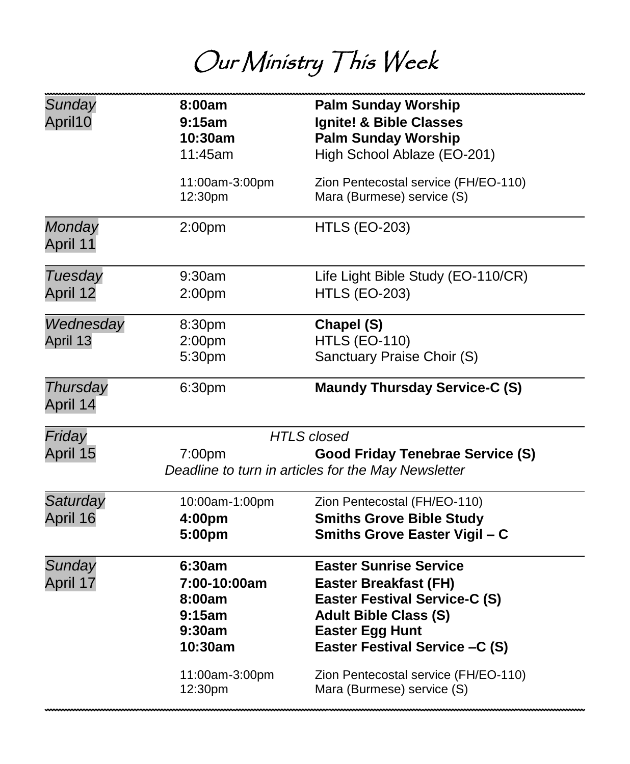# Our Ministry This Week

| | | |
|---|---|---|
| *Sunday* April10 | **8:00am** | **Palm Sunday Worship** |
| | **9:15am** | **Ignite! & Bible Classes** |
| | **10:30am** | **Palm Sunday Worship** |
| | 11:45am | High School Ablaze (EO-201) |
| | 11:00am-3:00pm | Zion Pentecostal service (FH/EO-110) |
| | 12:30pm | Mara (Burmese) service (S) |
| *Monday* April 11 | 2:00pm | HTLS (EO-203) |
| *Tuesday* April 12 | 9:30am | Life Light Bible Study (EO-110/CR) |
| | 2:00pm | HTLS (EO-203) |
| *Wednesday* April 13 | 8:30pm | **Chapel (S)** |
| | 2:00pm | HTLS (EO-110) |
| | 5:30pm | Sanctuary Praise Choir (S) |
| *Thursday* April 14 | 6:30pm | **Maundy Thursday Service-C (S)** |
| *Friday* April 15 | | *HTLS closed* |
| | 7:00pm | **Good Friday Tenebrae Service (S)** |
| | | *Deadline to turn in articles for the May Newsletter* |
| *Saturday* April 16 | 10:00am-1:00pm | Zion Pentecostal (FH/EO-110) |
| | **4:00pm** | **Smiths Grove Bible Study** |
| | **5:00pm** | **Smiths Grove Easter Vigil – C** |
| *Sunday* April 17 | **6:30am** | **Easter Sunrise Service** |
| | **7:00-10:00am** | **Easter Breakfast (FH)** |
| | **8:00am** | **Easter Festival Service-C (S)** |
| | **9:15am** | **Adult Bible Class (S)** |
| | **9:30am** | **Easter Egg Hunt** |
| | **10:30am** | **Easter Festival Service –C (S)** |
| | 11:00am-3:00pm | Zion Pentecostal service (FH/EO-110) |
| | 12:30pm | Mara (Burmese) service (S) |